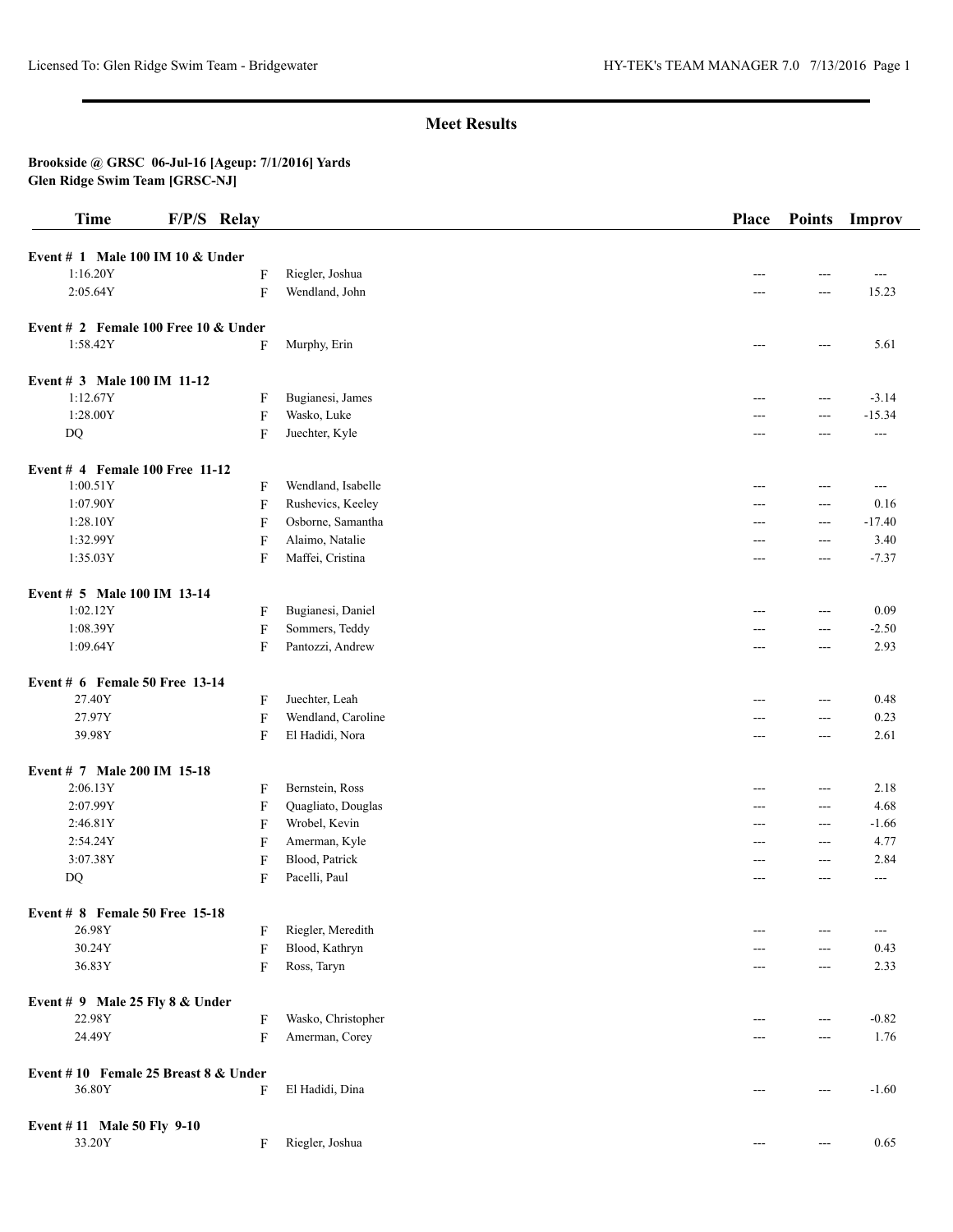## Meet Results

**Brookside @ GRSC 06-Jul-16 [Ageup: 7/1/2016] Yards**
**Glen Ridge Swim Team [GRSC-NJ]**

| Time | F/P/S | Relay | Place | Points | Improv |
|---|---|---|---|---|---|
| **Event # 1 Male 100 IM 10 & Under** | | | | | |
| 1:16.20Y | F | Riegler, Joshua | --- | --- | --- |
| 2:05.64Y | F | Wendland, John | --- | --- | 15.23 |
| **Event # 2 Female 100 Free 10 & Under** | | | | | |
| 1:58.42Y | F | Murphy, Erin | --- | --- | 5.61 |
| **Event # 3 Male 100 IM 11-12** | | | | | |
| 1:12.67Y | F | Bugianesi, James | --- | --- | -3.14 |
| 1:28.00Y | F | Wasko, Luke | --- | --- | -15.34 |
| DQ | F | Juechter, Kyle | --- | --- | --- |
| **Event # 4 Female 100 Free 11-12** | | | | | |
| 1:00.51Y | F | Wendland, Isabelle | --- | --- | --- |
| 1:07.90Y | F | Rushevics, Keeley | --- | --- | 0.16 |
| 1:28.10Y | F | Osborne, Samantha | --- | --- | -17.40 |
| 1:32.99Y | F | Alaimo, Natalie | --- | --- | 3.40 |
| 1:35.03Y | F | Maffei, Cristina | --- | --- | -7.37 |
| **Event # 5 Male 100 IM 13-14** | | | | | |
| 1:02.12Y | F | Bugianesi, Daniel | --- | --- | 0.09 |
| 1:08.39Y | F | Sommers, Teddy | --- | --- | -2.50 |
| 1:09.64Y | F | Pantozzi, Andrew | --- | --- | 2.93 |
| **Event # 6 Female 50 Free 13-14** | | | | | |
| 27.40Y | F | Juechter, Leah | --- | --- | 0.48 |
| 27.97Y | F | Wendland, Caroline | --- | --- | 0.23 |
| 39.98Y | F | El Hadidi, Nora | --- | --- | 2.61 |
| **Event # 7 Male 200 IM 15-18** | | | | | |
| 2:06.13Y | F | Bernstein, Ross | --- | --- | 2.18 |
| 2:07.99Y | F | Quagliato, Douglas | --- | --- | 4.68 |
| 2:46.81Y | F | Wrobel, Kevin | --- | --- | -1.66 |
| 2:54.24Y | F | Amerman, Kyle | --- | --- | 4.77 |
| 3:07.38Y | F | Blood, Patrick | --- | --- | 2.84 |
| DQ | F | Pacelli, Paul | --- | --- | --- |
| **Event # 8 Female 50 Free 15-18** | | | | | |
| 26.98Y | F | Riegler, Meredith | --- | --- | --- |
| 30.24Y | F | Blood, Kathryn | --- | --- | 0.43 |
| 36.83Y | F | Ross, Taryn | --- | --- | 2.33 |
| **Event # 9 Male 25 Fly 8 & Under** | | | | | |
| 22.98Y | F | Wasko, Christopher | --- | --- | -0.82 |
| 24.49Y | F | Amerman, Corey | --- | --- | 1.76 |
| **Event # 10 Female 25 Breast 8 & Under** | | | | | |
| 36.80Y | F | El Hadidi, Dina | --- | --- | -1.60 |
| **Event # 11 Male 50 Fly 9-10** | | | | | |
| 33.20Y | F | Riegler, Joshua | --- | --- | 0.65 |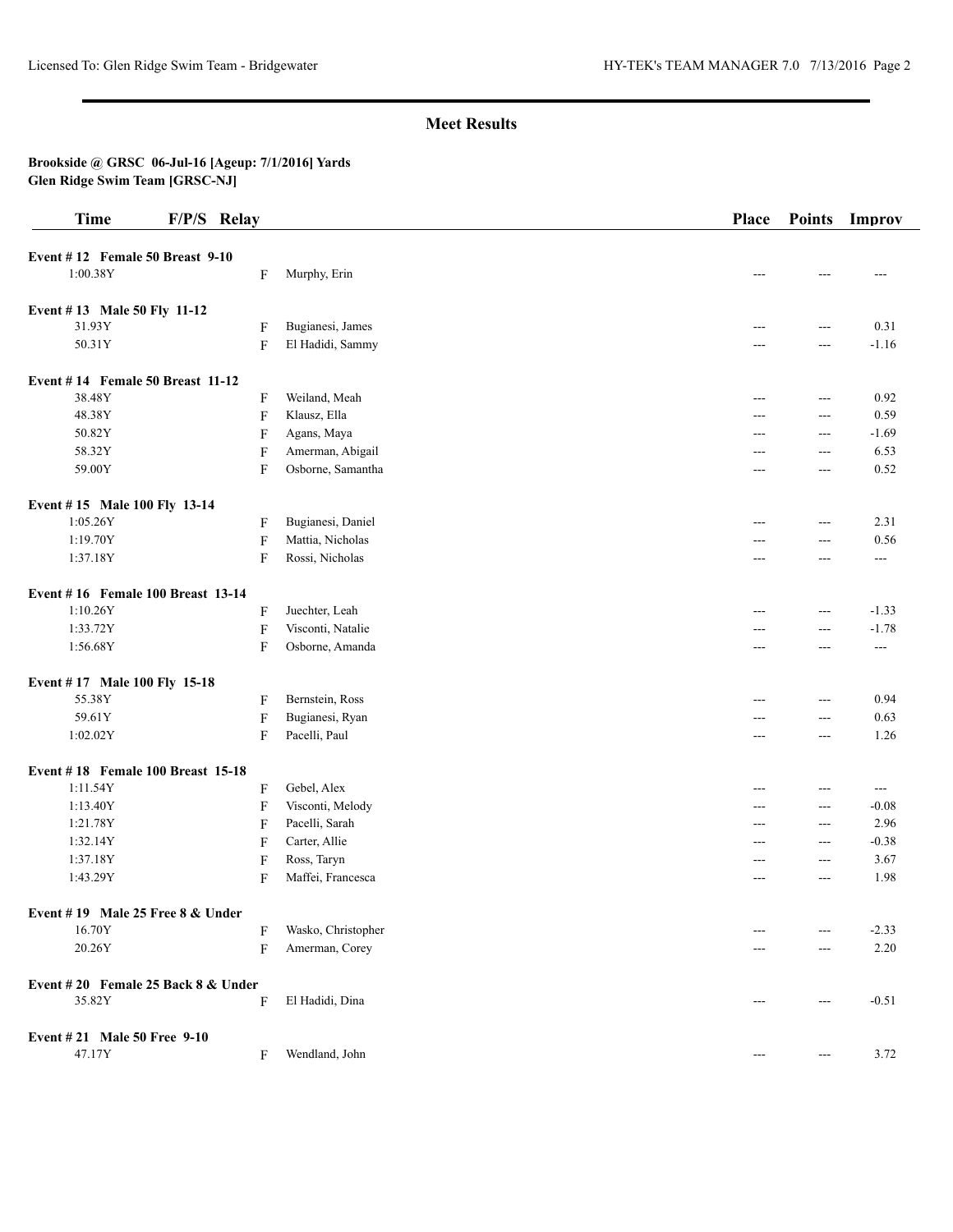## Meet Results

**Brookside @ GRSC 06-Jul-16 [Ageup: 7/1/2016] Yards**
**Glen Ridge Swim Team [GRSC-NJ]**

| Time | F/P/S | Relay | Place | Points | Improv |
|---|---|---|---|---|---|
| **Event # 12 Female 50 Breast 9-10** | | | | | |
| 1:00.38Y | F | Murphy, Erin | --- | --- | --- |
| **Event # 13 Male 50 Fly 11-12** | | | | | |
| 31.93Y | F | Bugianesi, James | --- | --- | 0.31 |
| 50.31Y | F | El Hadidi, Sammy | --- | --- | -1.16 |
| **Event # 14 Female 50 Breast 11-12** | | | | | |
| 38.48Y | F | Weiland, Meah | --- | --- | 0.92 |
| 48.38Y | F | Klausz, Ella | --- | --- | 0.59 |
| 50.82Y | F | Agans, Maya | --- | --- | -1.69 |
| 58.32Y | F | Amerman, Abigail | --- | --- | 6.53 |
| 59.00Y | F | Osborne, Samantha | --- | --- | 0.52 |
| **Event # 15 Male 100 Fly 13-14** | | | | | |
| 1:05.26Y | F | Bugianesi, Daniel | --- | --- | 2.31 |
| 1:19.70Y | F | Mattia, Nicholas | --- | --- | 0.56 |
| 1:37.18Y | F | Rossi, Nicholas | --- | --- | --- |
| **Event # 16 Female 100 Breast 13-14** | | | | | |
| 1:10.26Y | F | Juechter, Leah | --- | --- | -1.33 |
| 1:33.72Y | F | Visconti, Natalie | --- | --- | -1.78 |
| 1:56.68Y | F | Osborne, Amanda | --- | --- | --- |
| **Event # 17 Male 100 Fly 15-18** | | | | | |
| 55.38Y | F | Bernstein, Ross | --- | --- | 0.94 |
| 59.61Y | F | Bugianesi, Ryan | --- | --- | 0.63 |
| 1:02.02Y | F | Pacelli, Paul | --- | --- | 1.26 |
| **Event # 18 Female 100 Breast 15-18** | | | | | |
| 1:11.54Y | F | Gebel, Alex | --- | --- | --- |
| 1:13.40Y | F | Visconti, Melody | --- | --- | -0.08 |
| 1:21.78Y | F | Pacelli, Sarah | --- | --- | 2.96 |
| 1:32.14Y | F | Carter, Allie | --- | --- | -0.38 |
| 1:37.18Y | F | Ross, Taryn | --- | --- | 3.67 |
| 1:43.29Y | F | Maffei, Francesca | --- | --- | 1.98 |
| **Event # 19 Male 25 Free 8 & Under** | | | | | |
| 16.70Y | F | Wasko, Christopher | --- | --- | -2.33 |
| 20.26Y | F | Amerman, Corey | --- | --- | 2.20 |
| **Event # 20 Female 25 Back 8 & Under** | | | | | |
| 35.82Y | F | El Hadidi, Dina | --- | --- | -0.51 |
| **Event # 21 Male 50 Free 9-10** | | | | | |
| 47.17Y | F | Wendland, John | --- | --- | 3.72 |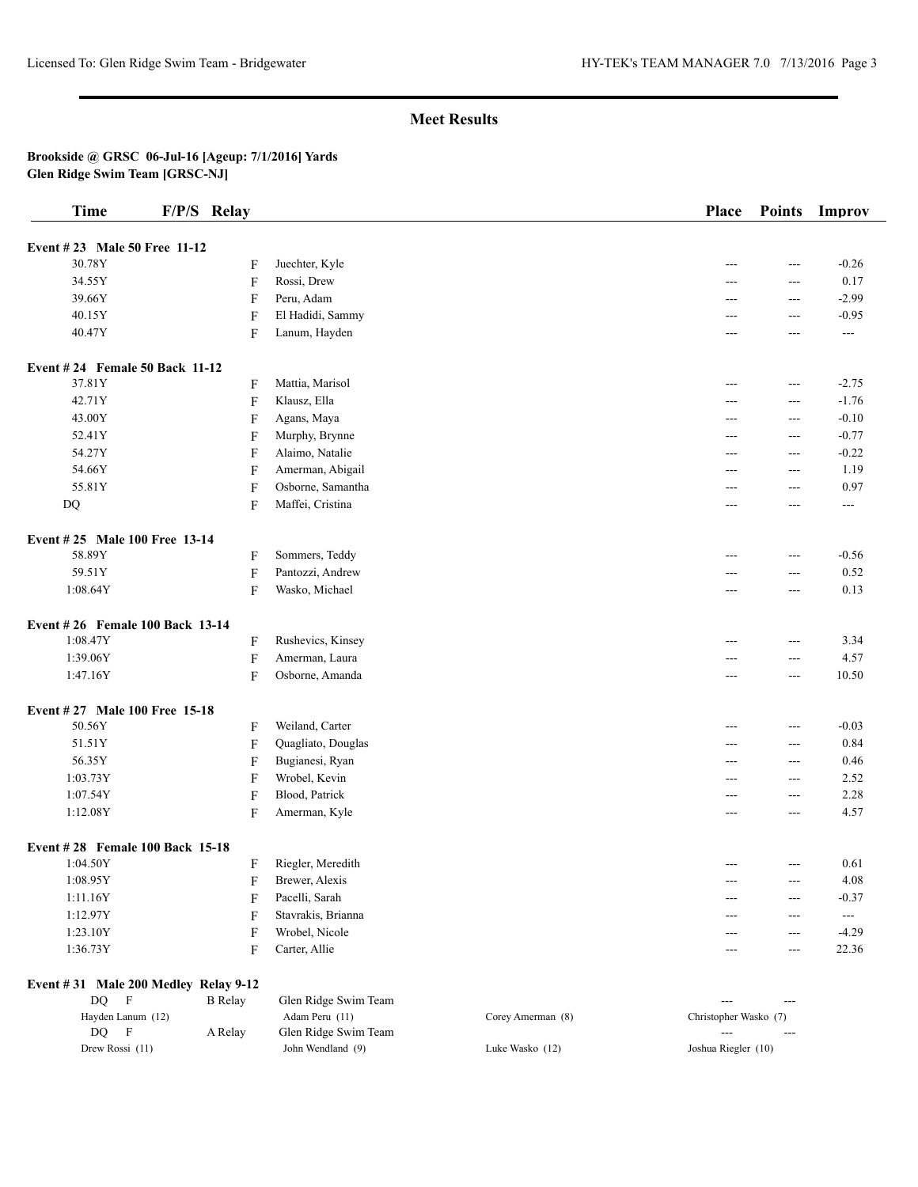## Meet Results

**Brookside @ GRSC 06-Jul-16 [Ageup: 7/1/2016] Yards**
**Glen Ridge Swim Team [GRSC-NJ]**

| Time | F/P/S | Relay | | | Place | Points | Improv |
|---|---|---|---|---|---|---|---|
| **Event # 23 Male 50 Free 11-12** | | | | | | | |
| 30.78Y | F | | Juechter, Kyle | | --- | --- | -0.26 |
| 34.55Y | F | | Rossi, Drew | | --- | --- | 0.17 |
| 39.66Y | F | | Peru, Adam | | --- | --- | -2.99 |
| 40.15Y | F | | El Hadidi, Sammy | | --- | --- | -0.95 |
| 40.47Y | F | | Lanum, Hayden | | --- | --- | --- |
| **Event # 24 Female 50 Back 11-12** | | | | | | | |
| 37.81Y | F | | Mattia, Marisol | | --- | --- | -2.75 |
| 42.71Y | F | | Klausz, Ella | | --- | --- | -1.76 |
| 43.00Y | F | | Agans, Maya | | --- | --- | -0.10 |
| 52.41Y | F | | Murphy, Brynne | | --- | --- | -0.77 |
| 54.27Y | F | | Alaimo, Natalie | | --- | --- | -0.22 |
| 54.66Y | F | | Amerman, Abigail | | --- | --- | 1.19 |
| 55.81Y | F | | Osborne, Samantha | | --- | --- | 0.97 |
| DQ | F | | Maffei, Cristina | | --- | --- | --- |
| **Event # 25 Male 100 Free 13-14** | | | | | | | |
| 58.89Y | F | | Sommers, Teddy | | --- | --- | -0.56 |
| 59.51Y | F | | Pantozzi, Andrew | | --- | --- | 0.52 |
| 1:08.64Y | F | | Wasko, Michael | | --- | --- | 0.13 |
| **Event # 26 Female 100 Back 13-14** | | | | | | | |
| 1:08.47Y | F | | Rushevics, Kinsey | | --- | --- | 3.34 |
| 1:39.06Y | F | | Amerman, Laura | | --- | --- | 4.57 |
| 1:47.16Y | F | | Osborne, Amanda | | --- | --- | 10.50 |
| **Event # 27 Male 100 Free 15-18** | | | | | | | |
| 50.56Y | F | | Weiland, Carter | | --- | --- | -0.03 |
| 51.51Y | F | | Quagliato, Douglas | | --- | --- | 0.84 |
| 56.35Y | F | | Bugianesi, Ryan | | --- | --- | 0.46 |
| 1:03.73Y | F | | Wrobel, Kevin | | --- | --- | 2.52 |
| 1:07.54Y | F | | Blood, Patrick | | --- | --- | 2.28 |
| 1:12.08Y | F | | Amerman, Kyle | | --- | --- | 4.57 |
| **Event # 28 Female 100 Back 15-18** | | | | | | | |
| 1:04.50Y | F | | Riegler, Meredith | | --- | --- | 0.61 |
| 1:08.95Y | F | | Brewer, Alexis | | --- | --- | 4.08 |
| 1:11.16Y | F | | Pacelli, Sarah | | --- | --- | -0.37 |
| 1:12.97Y | F | | Stavrakis, Brianna | | --- | --- | --- |
| 1:23.10Y | F | | Wrobel, Nicole | | --- | --- | -4.29 |
| 1:36.73Y | F | | Carter, Allie | | --- | --- | 22.36 |
| **Event # 31 Male 200 Medley Relay 9-12** | | | | | | | |
| DQ | F | B Relay | Glen Ridge Swim Team | | --- | --- | |
| Hayden Lanum (12) | | | Adam Peru (11) | Corey Amerman (8) | Christopher Wasko (7) | | |
| DQ | F | A Relay | Glen Ridge Swim Team | | --- | --- | |
| Drew Rossi (11) | | | John Wendland (9) | Luke Wasko (12) | Joshua Riegler (10) | | |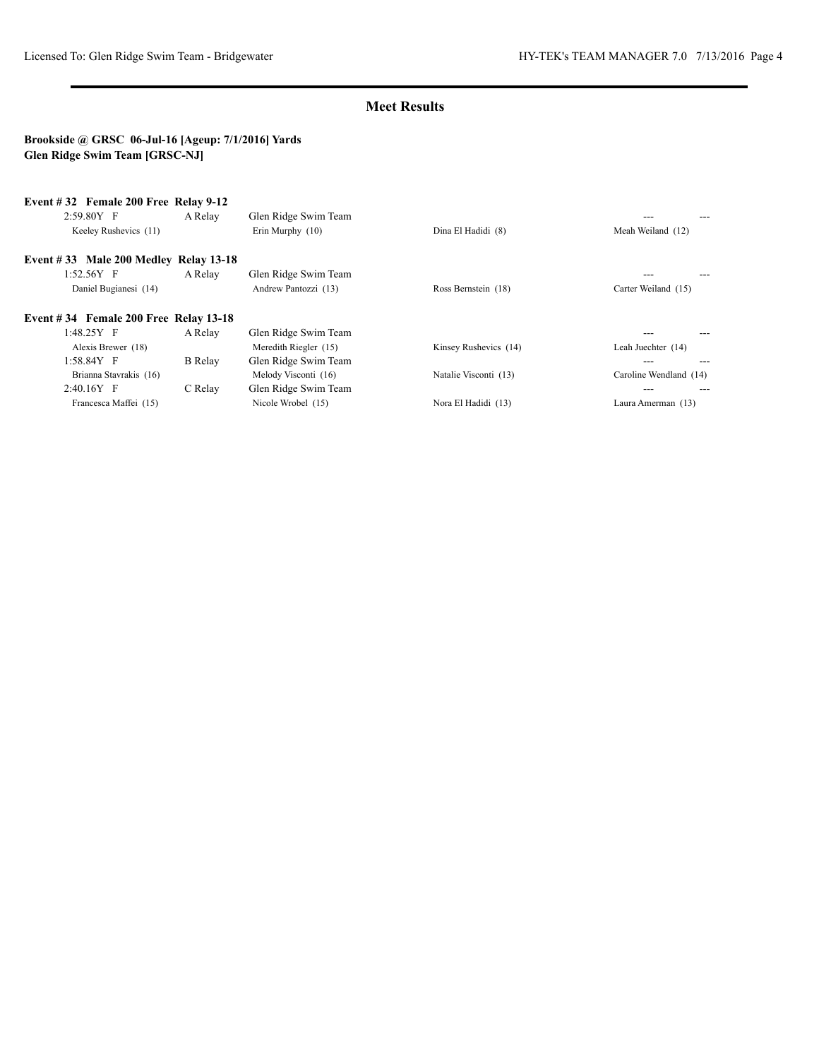## Meet Results

**Brookside @ GRSC 06-Jul-16 [Ageup: 7/1/2016] Yards**
**Glen Ridge Swim Team [GRSC-NJ]**

### Event # 32 Female 200 Free Relay 9-12

| | | | | |
|---|---|---|---|---|
| 2:59.80Y F | A Relay | Glen Ridge Swim Team | | --- --- |
| Keeley Rushevics (11) | | Erin Murphy (10) | Dina El Hadidi (8) | Meah Weiland (12) |

### Event # 33 Male 200 Medley Relay 13-18

| | | | | |
|---|---|---|---|---|
| 1:52.56Y F | A Relay | Glen Ridge Swim Team | | --- --- |
| Daniel Bugianesi (14) | | Andrew Pantozzi (13) | Ross Bernstein (18) | Carter Weiland (15) |

### Event # 34 Female 200 Free Relay 13-18

| | | | | |
|---|---|---|---|---|
| 1:48.25Y F | A Relay | Glen Ridge Swim Team | | --- --- |
| Alexis Brewer (18) | | Meredith Riegler (15) | Kinsey Rushevics (14) | Leah Juechter (14) |
| 1:58.84Y F | B Relay | Glen Ridge Swim Team | | --- --- |
| Brianna Stavrakis (16) | | Melody Visconti (16) | Natalie Visconti (13) | Caroline Wendland (14) |
| 2:40.16Y F | C Relay | Glen Ridge Swim Team | | --- --- |
| Francesca Maffei (15) | | Nicole Wrobel (15) | Nora El Hadidi (13) | Laura Amerman (13) |